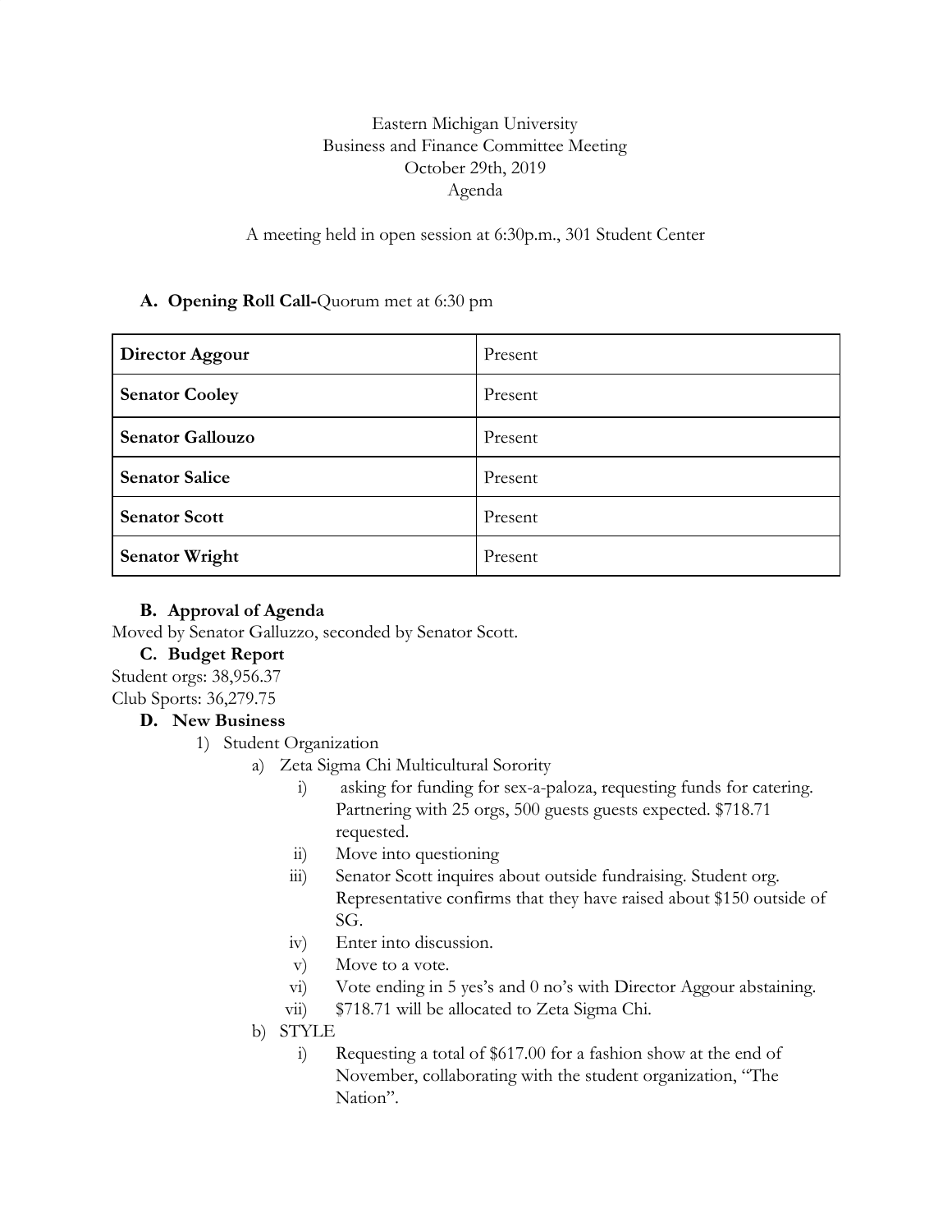Eastern Michigan University
Business and Finance Committee Meeting
October 29th, 2019
Agenda

A meeting held in open session at 6:30p.m., 301 Student Center

**A. Opening Roll Call-**Quorum met at 6:30 pm

| **Director Aggour** | Present |
|---|---|
| **Senator Cooley** | Present |
| **Senator Gallouzo** | Present |
| **Senator Salice** | Present |
| **Senator Scott** | Present |
| **Senator Wright** | Present |

**B. Approval of Agenda**

Moved by Senator Galluzzo, seconded by Senator Scott.

**C. Budget Report**

Student orgs: 38,956.37
Club Sports: 36,279.75

**D. New Business**

1) Student Organization
   a) Zeta Sigma Chi Multicultural Sorority
      i) asking for funding for sex-a-paloza, requesting funds for catering. Partnering with 25 orgs, 500 guests guests expected. $718.71 requested.
      ii) Move into questioning
      iii) Senator Scott inquires about outside fundraising. Student org. Representative confirms that they have raised about $150 outside of SG.
      iv) Enter into discussion.
      v) Move to a vote.
      vi) Vote ending in 5 yes's and 0 no's with Director Aggour abstaining.
      vii) $718.71 will be allocated to Zeta Sigma Chi.
   b) STYLE
      i) Requesting a total of $617.00 for a fashion show at the end of November, collaborating with the student organization, "The Nation".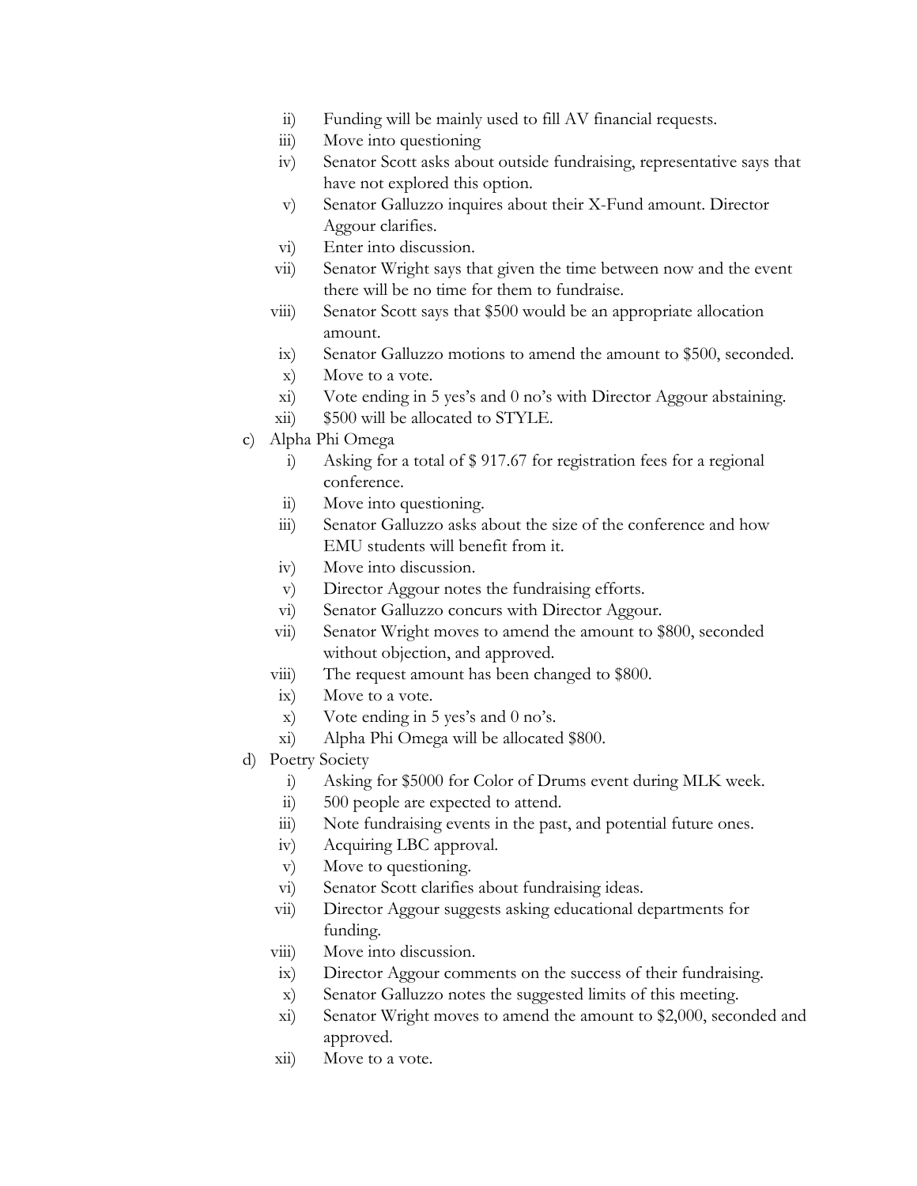ii) Funding will be mainly used to fill AV financial requests.
   iii) Move into questioning
   iv) Senator Scott asks about outside fundraising, representative says that have not explored this option.
   v) Senator Galluzzo inquires about their X-Fund amount. Director Aggour clarifies.
   vi) Enter into discussion.
   vii) Senator Wright says that given the time between now and the event there will be no time for them to fundraise.
   viii) Senator Scott says that $500 would be an appropriate allocation amount.
   ix) Senator Galluzzo motions to amend the amount to $500, seconded.
   x) Move to a vote.
   xi) Vote ending in 5 yes's and 0 no's with Director Aggour abstaining.
   xii) $500 will be allocated to STYLE.

c) Alpha Phi Omega
   i) Asking for a total of $ 917.67 for registration fees for a regional conference.
   ii) Move into questioning.
   iii) Senator Galluzzo asks about the size of the conference and how EMU students will benefit from it.
   iv) Move into discussion.
   v) Director Aggour notes the fundraising efforts.
   vi) Senator Galluzzo concurs with Director Aggour.
   vii) Senator Wright moves to amend the amount to $800, seconded without objection, and approved.
   viii) The request amount has been changed to $800.
   ix) Move to a vote.
   x) Vote ending in 5 yes's and 0 no's.
   xi) Alpha Phi Omega will be allocated $800.

d) Poetry Society
   i) Asking for $5000 for Color of Drums event during MLK week.
   ii) 500 people are expected to attend.
   iii) Note fundraising events in the past, and potential future ones.
   iv) Acquiring LBC approval.
   v) Move to questioning.
   vi) Senator Scott clarifies about fundraising ideas.
   vii) Director Aggour suggests asking educational departments for funding.
   viii) Move into discussion.
   ix) Director Aggour comments on the success of their fundraising.
   x) Senator Galluzzo notes the suggested limits of this meeting.
   xi) Senator Wright moves to amend the amount to $2,000, seconded and approved.
   xii) Move to a vote.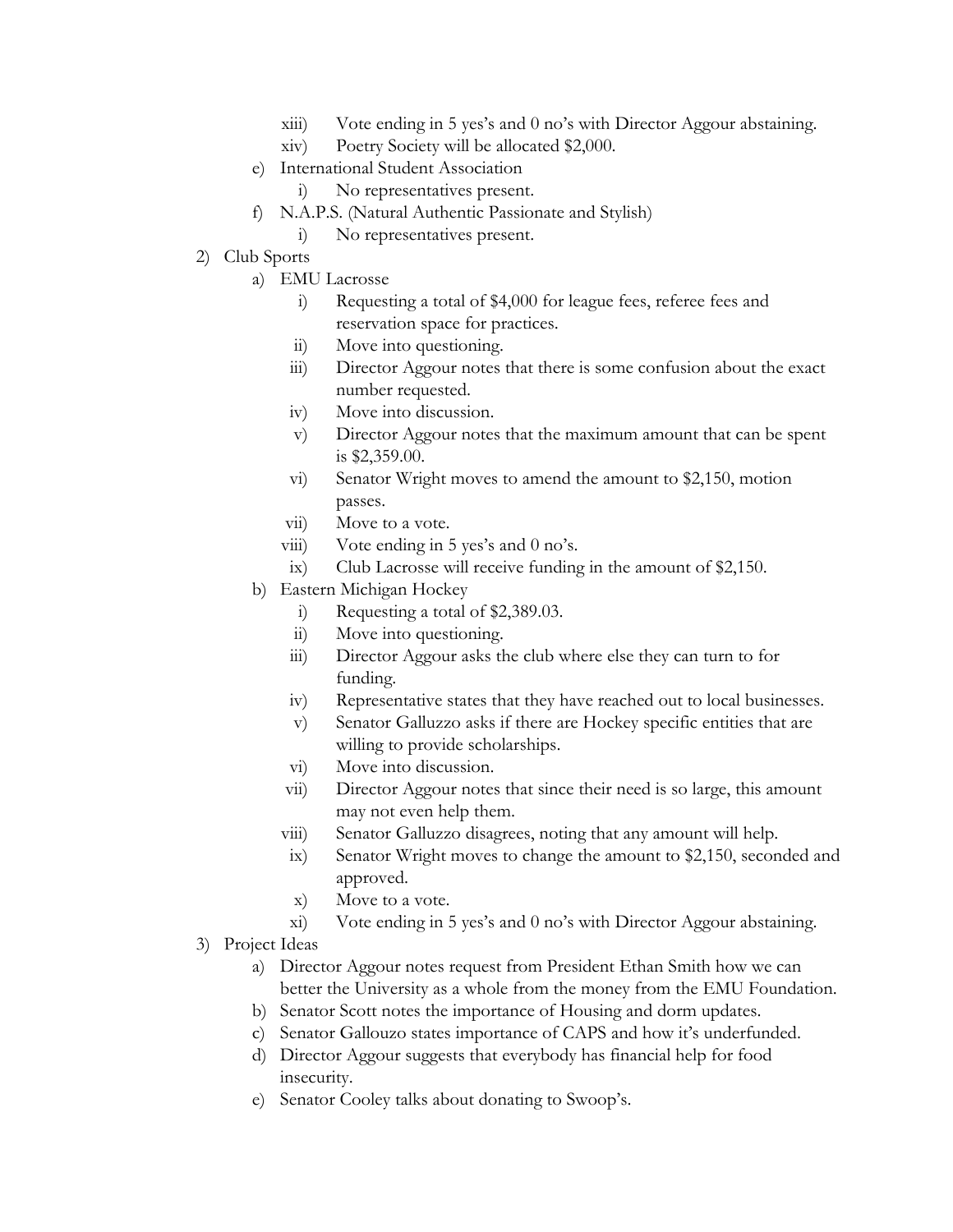- xiii) Vote ending in 5 yes's and 0 no's with Director Aggour abstaining.
- xiv) Poetry Society will be allocated $2,000.

e) International Student Association
- i) No representatives present.

f) N.A.P.S. (Natural Authentic Passionate and Stylish)
- i) No representatives present.

2) Club Sports

a) EMU Lacrosse
- i) Requesting a total of $4,000 for league fees, referee fees and reservation space for practices.
- ii) Move into questioning.
- iii) Director Aggour notes that there is some confusion about the exact number requested.
- iv) Move into discussion.
- v) Director Aggour notes that the maximum amount that can be spent is $2,359.00.
- vi) Senator Wright moves to amend the amount to $2,150, motion passes.
- vii) Move to a vote.
- viii) Vote ending in 5 yes's and 0 no's.
- ix) Club Lacrosse will receive funding in the amount of $2,150.

b) Eastern Michigan Hockey
- i) Requesting a total of $2,389.03.
- ii) Move into questioning.
- iii) Director Aggour asks the club where else they can turn to for funding.
- iv) Representative states that they have reached out to local businesses.
- v) Senator Galluzzo asks if there are Hockey specific entities that are willing to provide scholarships.
- vi) Move into discussion.
- vii) Director Aggour notes that since their need is so large, this amount may not even help them.
- viii) Senator Galluzzo disagrees, noting that any amount will help.
- ix) Senator Wright moves to change the amount to $2,150, seconded and approved.
- x) Move to a vote.
- xi) Vote ending in 5 yes's and 0 no's with Director Aggour abstaining.

3) Project Ideas

- a) Director Aggour notes request from President Ethan Smith how we can better the University as a whole from the money from the EMU Foundation.
- b) Senator Scott notes the importance of Housing and dorm updates.
- c) Senator Gallouzo states importance of CAPS and how it's underfunded.
- d) Director Aggour suggests that everybody has financial help for food insecurity.
- e) Senator Cooley talks about donating to Swoop's.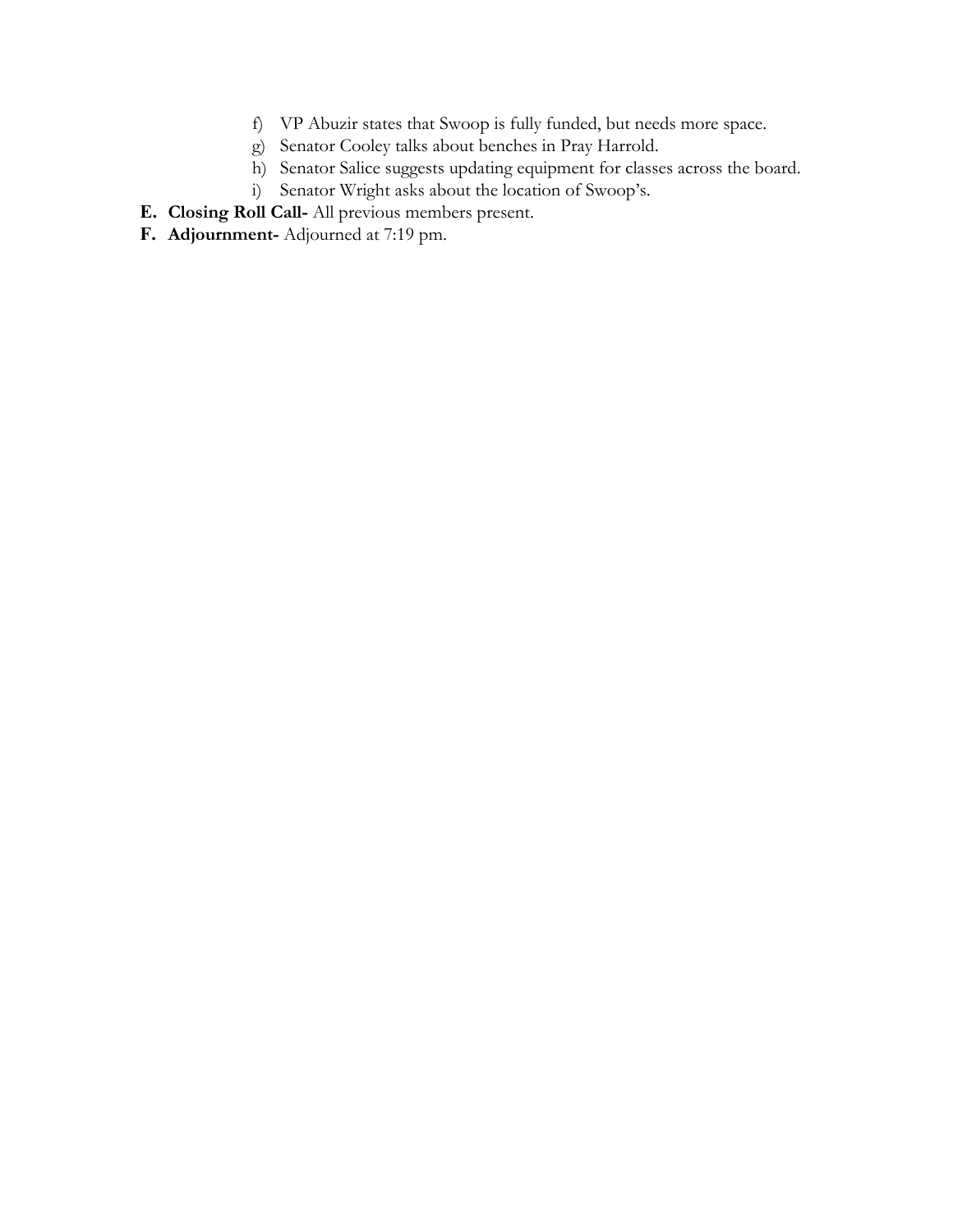f) VP Abuzir states that Swoop is fully funded, but needs more space.
g) Senator Cooley talks about benches in Pray Harrold.
h) Senator Salice suggests updating equipment for classes across the board.
i) Senator Wright asks about the location of Swoop's.

**E. Closing Roll Call-** All previous members present.

**F. Adjournment-** Adjourned at 7:19 pm.